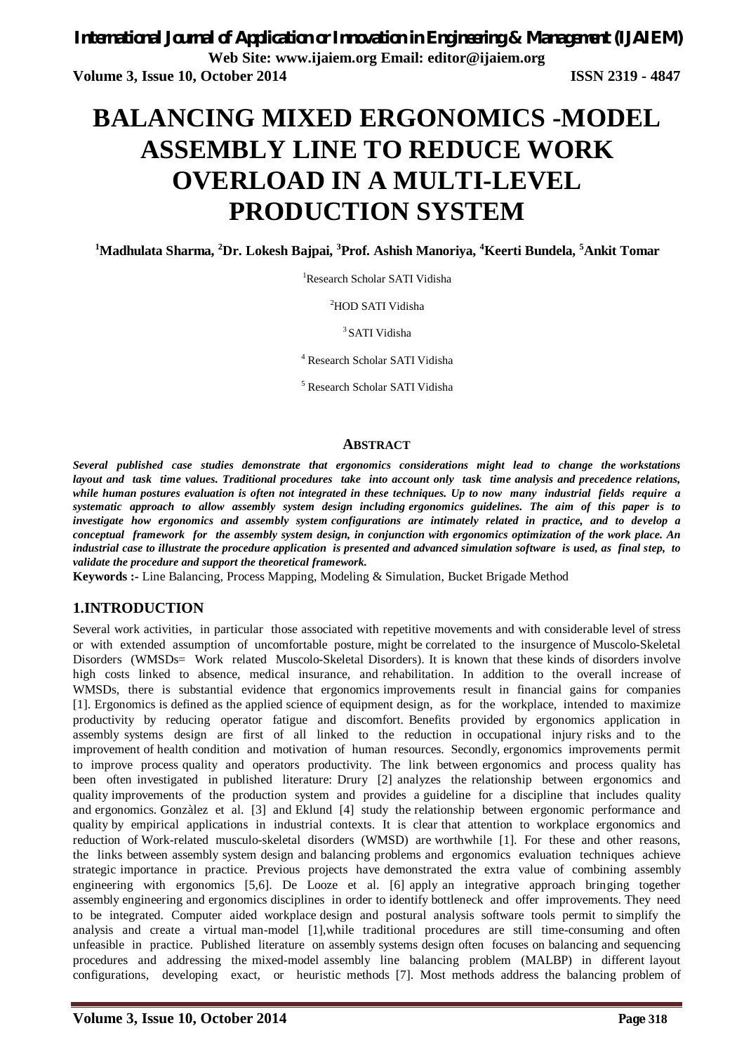# BALANCING MIXED ERGONOMICS -MODEL ASSEMBLY LINE TO REDUCE WORK OVERLOAD IN A MULTI-LEVEL PRODUCTION SYSTEM

**[1]Madhulata Sharma, [2]Dr. Lokesh Bajpai, [3]Prof. Ashish Manoriya, [4]Keerti Bundela, [5]Ankit Tomar**

[1]Research Scholar SATI Vidisha

[2]HOD SATI Vidisha

[3] SATI Vidisha

[4] Research Scholar SATI Vidisha

[5] Research Scholar SATI Vidisha

## ABSTRACT

***Several published case studies demonstrate that ergonomics considerations might lead to change the workstations layout and task time values. Traditional procedures take into account only task time analysis and precedence relations, while human postures evaluation is often not integrated in these techniques. Up to now many industrial fields require a systematic approach to allow assembly system design including ergonomics guidelines. The aim of this paper is to investigate how ergonomics and assembly system configurations are intimately related in practice, and to develop a conceptual framework for the assembly system design, in conjunction with ergonomics optimization of the work place. An industrial case to illustrate the procedure application is presented and advanced simulation software is used, as final step, to validate the procedure and support the theoretical framework.***

**Keywords :-** Line Balancing, Process Mapping, Modeling & Simulation, Bucket Brigade Method

## 1.INTRODUCTION

Several work activities, in particular those associated with repetitive movements and with considerable level of stress or with extended assumption of uncomfortable posture, might be correlated to the insurgence of Muscolo-Skeletal Disorders (WMSDs= Work related Muscolo-Skeletal Disorders). It is known that these kinds of disorders involve high costs linked to absence, medical insurance, and rehabilitation. In addition to the overall increase of WMSDs, there is substantial evidence that ergonomics improvements result in financial gains for companies [1]. Ergonomics is defined as the applied science of equipment design, as for the workplace, intended to maximize productivity by reducing operator fatigue and discomfort. Benefits provided by ergonomics application in assembly systems design are first of all linked to the reduction in occupational injury risks and to the improvement of health condition and motivation of human resources. Secondly, ergonomics improvements permit to improve process quality and operators productivity. The link between ergonomics and process quality has been often investigated in published literature: Drury [2] analyzes the relationship between ergonomics and quality improvements of the production system and provides a guideline for a discipline that includes quality and ergonomics. Gonzàlez et al. [3] and Eklund [4] study the relationship between ergonomic performance and quality by empirical applications in industrial contexts. It is clear that attention to workplace ergonomics and reduction of Work-related musculo-skeletal disorders (WMSD) are worthwhile [1]. For these and other reasons, the links between assembly system design and balancing problems and ergonomics evaluation techniques achieve strategic importance in practice. Previous projects have demonstrated the extra value of combining assembly engineering with ergonomics [5,6]. De Looze et al. [6] apply an integrative approach bringing together assembly engineering and ergonomics disciplines in order to identify bottleneck and offer improvements. They need to be integrated. Computer aided workplace design and postural analysis software tools permit to simplify the analysis and create a virtual man-model [1],while traditional procedures are still time-consuming and often unfeasible in practice. Published literature on assembly systems design often focuses on balancing and sequencing procedures and addressing the mixed-model assembly line balancing problem (MALBP) in different layout configurations, developing exact, or heuristic methods [7]. Most methods address the balancing problem of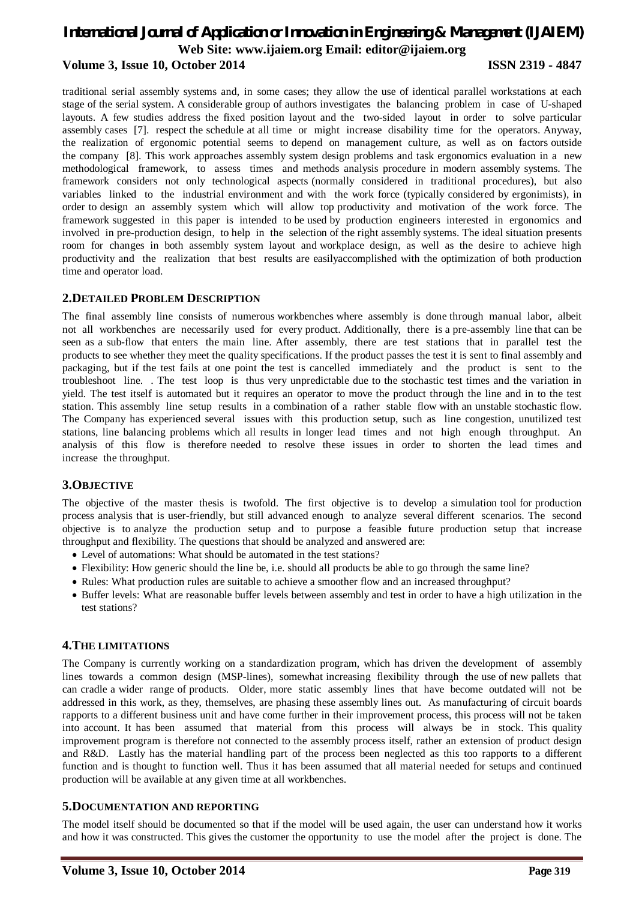traditional serial assembly systems and, in some cases; they allow the use of identical parallel workstations at each stage of the serial system. A considerable group of authors investigates the balancing problem in case of U-shaped layouts. A few studies address the fixed position layout and the two-sided layout in order to solve particular assembly cases [7]. respect the schedule at all time or might increase disability time for the operators. Anyway, the realization of ergonomic potential seems to depend on management culture, as well as on factors outside the company [8]. This work approaches assembly system design problems and task ergonomics evaluation in a new methodological framework, to assess times and methods analysis procedure in modern assembly systems. The framework considers not only technological aspects (normally considered in traditional procedures), but also variables linked to the industrial environment and with the work force (typically considered by ergonimists), in order to design an assembly system which will allow top productivity and motivation of the work force. The framework suggested in this paper is intended to be used by production engineers interested in ergonomics and involved in pre-production design, to help in the selection of the right assembly systems. The ideal situation presents room for changes in both assembly system layout and workplace design, as well as the desire to achieve high productivity and the realization that best results are easilyaccomplished with the optimization of both production time and operator load.

## 2.DETAILED PROBLEM DESCRIPTION

The final assembly line consists of numerous workbenches where assembly is done through manual labor, albeit not all workbenches are necessarily used for every product. Additionally, there is a pre-assembly line that can be seen as a sub-flow that enters the main line. After assembly, there are test stations that in parallel test the products to see whether they meet the quality specifications. If the product passes the test it is sent to final assembly and packaging, but if the test fails at one point the test is cancelled immediately and the product is sent to the troubleshoot line. . The test loop is thus very unpredictable due to the stochastic test times and the variation in yield. The test itself is automated but it requires an operator to move the product through the line and in to the test station. This assembly line setup results in a combination of a rather stable flow with an unstable stochastic flow. The Company has experienced several issues with this production setup, such as line congestion, unutilized test stations, line balancing problems which all results in longer lead times and not high enough throughput. An analysis of this flow is therefore needed to resolve these issues in order to shorten the lead times and increase the throughput.

## 3.OBJECTIVE

The objective of the master thesis is twofold. The first objective is to develop a simulation tool for production process analysis that is user-friendly, but still advanced enough to analyze several different scenarios. The second objective is to analyze the production setup and to purpose a feasible future production setup that increase throughput and flexibility. The questions that should be analyzed and answered are:

- Level of automations: What should be automated in the test stations?
- Flexibility: How generic should the line be, i.e. should all products be able to go through the same line?
- Rules: What production rules are suitable to achieve a smoother flow and an increased throughput?
- Buffer levels: What are reasonable buffer levels between assembly and test in order to have a high utilization in the test stations?

## 4.THE LIMITATIONS

The Company is currently working on a standardization program, which has driven the development of assembly lines towards a common design (MSP-lines), somewhat increasing flexibility through the use of new pallets that can cradle a wider range of products. Older, more static assembly lines that have become outdated will not be addressed in this work, as they, themselves, are phasing these assembly lines out. As manufacturing of circuit boards rapports to a different business unit and have come further in their improvement process, this process will not be taken into account. It has been assumed that material from this process will always be in stock. This quality improvement program is therefore not connected to the assembly process itself, rather an extension of product design and R&D. Lastly has the material handling part of the process been neglected as this too rapports to a different function and is thought to function well. Thus it has been assumed that all material needed for setups and continued production will be available at any given time at all workbenches.

## 5.DOCUMENTATION AND REPORTING

The model itself should be documented so that if the model will be used again, the user can understand how it works and how it was constructed. This gives the customer the opportunity to use the model after the project is done. The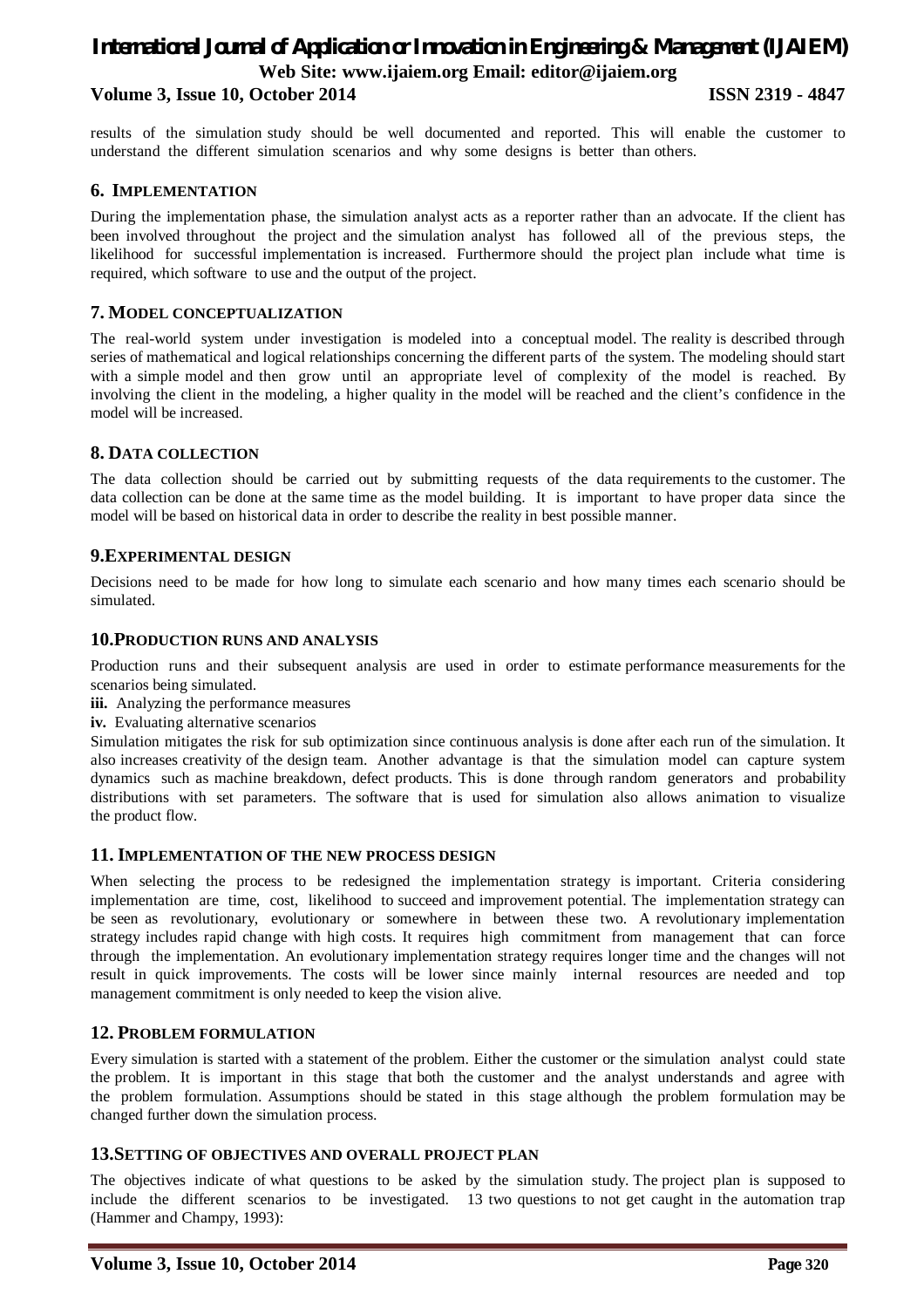results of the simulation study should be well documented and reported. This will enable the customer to understand the different simulation scenarios and why some designs is better than others.

### 6. IMPLEMENTATION

During the implementation phase, the simulation analyst acts as a reporter rather than an advocate. If the client has been involved throughout the project and the simulation analyst has followed all of the previous steps, the likelihood for successful implementation is increased. Furthermore should the project plan include what time is required, which software to use and the output of the project.

### 7. MODEL CONCEPTUALIZATION

The real-world system under investigation is modeled into a conceptual model. The reality is described through series of mathematical and logical relationships concerning the different parts of the system. The modeling should start with a simple model and then grow until an appropriate level of complexity of the model is reached. By involving the client in the modeling, a higher quality in the model will be reached and the client's confidence in the model will be increased.

### 8. DATA COLLECTION

The data collection should be carried out by submitting requests of the data requirements to the customer. The data collection can be done at the same time as the model building. It is important to have proper data since the model will be based on historical data in order to describe the reality in best possible manner.

### 9.EXPERIMENTAL DESIGN

Decisions need to be made for how long to simulate each scenario and how many times each scenario should be simulated.

### 10.PRODUCTION RUNS AND ANALYSIS

Production runs and their subsequent analysis are used in order to estimate performance measurements for the scenarios being simulated.

**iii.** Analyzing the performance measures

**iv.** Evaluating alternative scenarios

Simulation mitigates the risk for sub optimization since continuous analysis is done after each run of the simulation. It also increases creativity of the design team. Another advantage is that the simulation model can capture system dynamics such as machine breakdown, defect products. This is done through random generators and probability distributions with set parameters. The software that is used for simulation also allows animation to visualize the product flow.

### 11. IMPLEMENTATION OF THE NEW PROCESS DESIGN

When selecting the process to be redesigned the implementation strategy is important. Criteria considering implementation are time, cost, likelihood to succeed and improvement potential. The implementation strategy can be seen as revolutionary, evolutionary or somewhere in between these two. A revolutionary implementation strategy includes rapid change with high costs. It requires high commitment from management that can force through the implementation. An evolutionary implementation strategy requires longer time and the changes will not result in quick improvements. The costs will be lower since mainly internal resources are needed and top management commitment is only needed to keep the vision alive.

### 12. PROBLEM FORMULATION

Every simulation is started with a statement of the problem. Either the customer or the simulation analyst could state the problem. It is important in this stage that both the customer and the analyst understands and agree with the problem formulation. Assumptions should be stated in this stage although the problem formulation may be changed further down the simulation process.

### 13.SETTING OF OBJECTIVES AND OVERALL PROJECT PLAN

The objectives indicate of what questions to be asked by the simulation study. The project plan is supposed to include the different scenarios to be investigated. 13 two questions to not get caught in the automation trap (Hammer and Champy, 1993):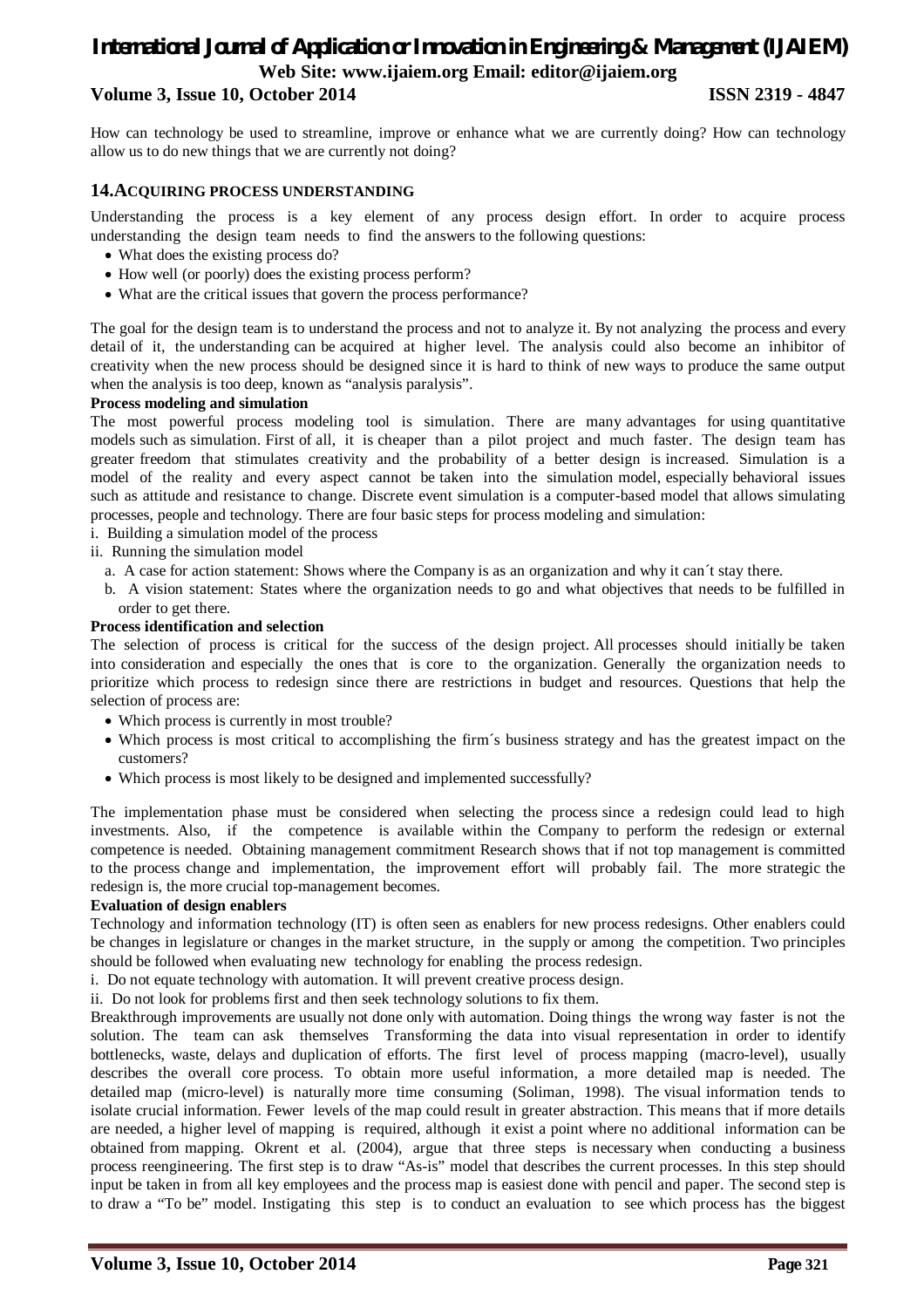How can technology be used to streamline, improve or enhance what we are currently doing? How can technology allow us to do new things that we are currently not doing?

## 14.ACQUIRING PROCESS UNDERSTANDING

Understanding the process is a key element of any process design effort. In order to acquire process understanding the design team needs to find the answers to the following questions:

- What does the existing process do?
- How well (or poorly) does the existing process perform?
- What are the critical issues that govern the process performance?

The goal for the design team is to understand the process and not to analyze it. By not analyzing the process and every detail of it, the understanding can be acquired at higher level. The analysis could also become an inhibitor of creativity when the new process should be designed since it is hard to think of new ways to produce the same output when the analysis is too deep, known as "analysis paralysis".

**Process modeling and simulation**

The most powerful process modeling tool is simulation. There are many advantages for using quantitative models such as simulation. First of all, it is cheaper than a pilot project and much faster. The design team has greater freedom that stimulates creativity and the probability of a better design is increased. Simulation is a model of the reality and every aspect cannot be taken into the simulation model, especially behavioral issues such as attitude and resistance to change. Discrete event simulation is a computer-based model that allows simulating processes, people and technology. There are four basic steps for process modeling and simulation:

i. Building a simulation model of the process

ii. Running the simulation model

  a. A case for action statement: Shows where the Company is as an organization and why it can´t stay there.

  b. A vision statement: States where the organization needs to go and what objectives that needs to be fulfilled in order to get there.

**Process identification and selection**

The selection of process is critical for the success of the design project. All processes should initially be taken into consideration and especially the ones that is core to the organization. Generally the organization needs to prioritize which process to redesign since there are restrictions in budget and resources. Questions that help the selection of process are:

- Which process is currently in most trouble?
- Which process is most critical to accomplishing the firm´s business strategy and has the greatest impact on the customers?
- Which process is most likely to be designed and implemented successfully?

The implementation phase must be considered when selecting the process since a redesign could lead to high investments. Also, if the competence is available within the Company to perform the redesign or external competence is needed. Obtaining management commitment Research shows that if not top management is committed to the process change and implementation, the improvement effort will probably fail. The more strategic the redesign is, the more crucial top-management becomes.

**Evaluation of design enablers**

Technology and information technology (IT) is often seen as enablers for new process redesigns. Other enablers could be changes in legislature or changes in the market structure, in the supply or among the competition. Two principles should be followed when evaluating new technology for enabling the process redesign.

i. Do not equate technology with automation. It will prevent creative process design.

ii. Do not look for problems first and then seek technology solutions to fix them.

Breakthrough improvements are usually not done only with automation. Doing things the wrong way faster is not the solution. The team can ask themselves Transforming the data into visual representation in order to identify bottlenecks, waste, delays and duplication of efforts. The first level of process mapping (macro-level), usually describes the overall core process. To obtain more useful information, a more detailed map is needed. The detailed map (micro-level) is naturally more time consuming (Soliman, 1998). The visual information tends to isolate crucial information. Fewer levels of the map could result in greater abstraction. This means that if more details are needed, a higher level of mapping is required, although it exist a point where no additional information can be obtained from mapping. Okrent et al. (2004), argue that three steps is necessary when conducting a business process reengineering. The first step is to draw "As-is" model that describes the current processes. In this step should input be taken in from all key employees and the process map is easiest done with pencil and paper. The second step is to draw a "To be" model. Instigating this step is to conduct an evaluation to see which process has the biggest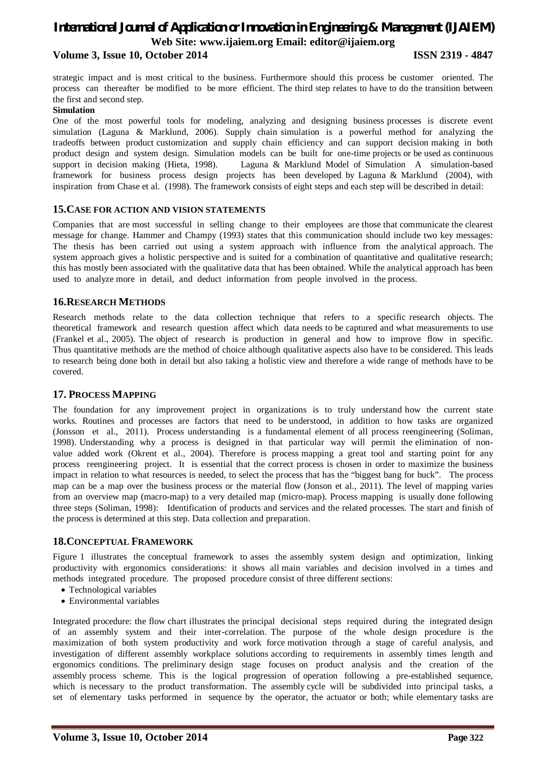strategic impact and is most critical to the business. Furthermore should this process be customer oriented. The process can thereafter be modified to be more efficient. The third step relates to have to do the transition between the first and second step.

**Simulation**

One of the most powerful tools for modeling, analyzing and designing business processes is discrete event simulation (Laguna & Marklund, 2006). Supply chain simulation is a powerful method for analyzing the tradeoffs between product customization and supply chain efficiency and can support decision making in both product design and system design. Simulation models can be built for one-time projects or be used as continuous support in decision making (Hieta, 1998). Laguna & Marklund Model of Simulation A simulation-based framework for business process design projects has been developed by Laguna & Marklund (2004), with inspiration from Chase et al. (1998). The framework consists of eight steps and each step will be described in detail:

## 15.CASE FOR ACTION AND VISION STATEMENTS

Companies that are most successful in selling change to their employees are those that communicate the clearest message for change. Hammer and Champy (1993) states that this communication should include two key messages: The thesis has been carried out using a system approach with influence from the analytical approach. The system approach gives a holistic perspective and is suited for a combination of quantitative and qualitative research; this has mostly been associated with the qualitative data that has been obtained. While the analytical approach has been used to analyze more in detail, and deduct information from people involved in the process.

## 16.RESEARCH METHODS

Research methods relate to the data collection technique that refers to a specific research objects. The theoretical framework and research question affect which data needs to be captured and what measurements to use (Frankel et al., 2005). The object of research is production in general and how to improve flow in specific. Thus quantitative methods are the method of choice although qualitative aspects also have to be considered. This leads to research being done both in detail but also taking a holistic view and therefore a wide range of methods have to be covered.

## 17. PROCESS MAPPING

The foundation for any improvement project in organizations is to truly understand how the current state works. Routines and processes are factors that need to be understood, in addition to how tasks are organized (Jonsson et al., 2011). Process understanding is a fundamental element of all process reengineering (Soliman, 1998). Understanding why a process is designed in that particular way will permit the elimination of non-value added work (Okrent et al., 2004). Therefore is process mapping a great tool and starting point for any process reengineering project. It is essential that the correct process is chosen in order to maximize the business impact in relation to what resources is needed, to select the process that has the "biggest bang for buck". The process map can be a map over the business process or the material flow (Jonson et al., 2011). The level of mapping varies from an overview map (macro-map) to a very detailed map (micro-map). Process mapping is usually done following three steps (Soliman, 1998): Identification of products and services and the related processes. The start and finish of the process is determined at this step. Data collection and preparation.

## 18.CONCEPTUAL FRAMEWORK

Figure 1 illustrates the conceptual framework to asses the assembly system design and optimization, linking productivity with ergonomics considerations: it shows all main variables and decision involved in a times and methods integrated procedure. The proposed procedure consist of three different sections:

- Technological variables
- Environmental variables

Integrated procedure: the flow chart illustrates the principal decisional steps required during the integrated design of an assembly system and their inter-correlation. The purpose of the whole design procedure is the maximization of both system productivity and work force motivation through a stage of careful analysis, and investigation of different assembly workplace solutions according to requirements in assembly times length and ergonomics conditions. The preliminary design stage focuses on product analysis and the creation of the assembly process scheme. This is the logical progression of operation following a pre-established sequence, which is necessary to the product transformation. The assembly cycle will be subdivided into principal tasks, a set of elementary tasks performed in sequence by the operator, the actuator or both; while elementary tasks are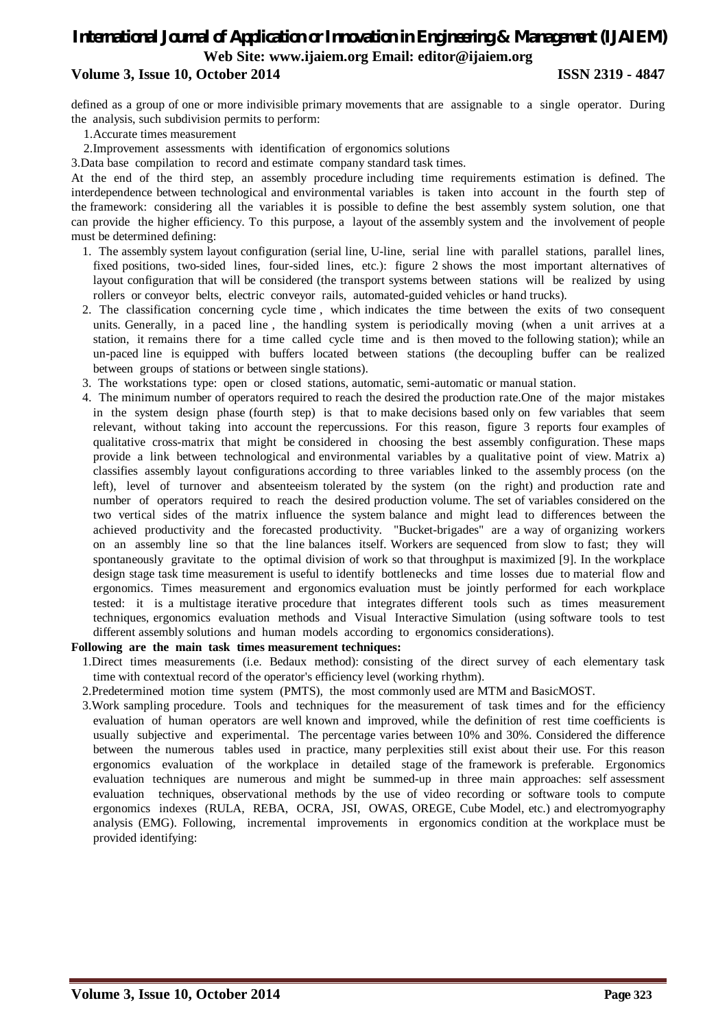defined as a group of one or more indivisible primary movements that are assignable to a single operator. During the analysis, such subdivision permits to perform:

1. Accurate times measurement
2. Improvement assessments with identification of ergonomics solutions
3. Data base compilation to record and estimate company standard task times.

At the end of the third step, an assembly procedure including time requirements estimation is defined. The interdependence between technological and environmental variables is taken into account in the fourth step of the framework: considering all the variables it is possible to define the best assembly system solution, one that can provide the higher efficiency. To this purpose, a layout of the assembly system and the involvement of people must be determined defining:

1. The assembly system layout configuration (serial line, U-line, serial line with parallel stations, parallel lines, fixed positions, two-sided lines, four-sided lines, etc.): figure 2 shows the most important alternatives of layout configuration that will be considered (the transport systems between stations will be realized by using rollers or conveyor belts, electric conveyor rails, automated-guided vehicles or hand trucks).
2. The classification concerning cycle time , which indicates the time between the exits of two consequent units. Generally, in a paced line , the handling system is periodically moving (when a unit arrives at a station, it remains there for a time called cycle time and is then moved to the following station); while an un-paced line is equipped with buffers located between stations (the decoupling buffer can be realized between groups of stations or between single stations).
3. The workstations type: open or closed stations, automatic, semi-automatic or manual station.
4. The minimum number of operators required to reach the desired the production rate.One of the major mistakes in the system design phase (fourth step) is that to make decisions based only on few variables that seem relevant, without taking into account the repercussions. For this reason, figure 3 reports four examples of qualitative cross-matrix that might be considered in choosing the best assembly configuration. These maps provide a link between technological and environmental variables by a qualitative point of view. Matrix a) classifies assembly layout configurations according to three variables linked to the assembly process (on the left), level of turnover and absenteeism tolerated by the system (on the right) and production rate and number of operators required to reach the desired production volume. The set of variables considered on the two vertical sides of the matrix influence the system balance and might lead to differences between the achieved productivity and the forecasted productivity. "Bucket-brigades" are a way of organizing workers on an assembly line so that the line balances itself. Workers are sequenced from slow to fast; they will spontaneously gravitate to the optimal division of work so that throughput is maximized [9]. In the workplace design stage task time measurement is useful to identify bottlenecks and time losses due to material flow and ergonomics. Times measurement and ergonomics evaluation must be jointly performed for each workplace tested: it is a multistage iterative procedure that integrates different tools such as times measurement techniques, ergonomics evaluation methods and Visual Interactive Simulation (using software tools to test different assembly solutions and human models according to ergonomics considerations).

**Following are the main task times measurement techniques:**

1. Direct times measurements (i.e. Bedaux method): consisting of the direct survey of each elementary task time with contextual record of the operator's efficiency level (working rhythm).
2. Predetermined motion time system (PMTS), the most commonly used are MTM and BasicMOST.
3. Work sampling procedure. Tools and techniques for the measurement of task times and for the efficiency evaluation of human operators are well known and improved, while the definition of rest time coefficients is usually subjective and experimental. The percentage varies between 10% and 30%. Considered the difference between the numerous tables used in practice, many perplexities still exist about their use. For this reason ergonomics evaluation of the workplace in detailed stage of the framework is preferable. Ergonomics evaluation techniques are numerous and might be summed-up in three main approaches: self assessment evaluation techniques, observational methods by the use of video recording or software tools to compute ergonomics indexes (RULA, REBA, OCRA, JSI, OWAS, OREGE, Cube Model, etc.) and electromyography analysis (EMG). Following, incremental improvements in ergonomics condition at the workplace must be provided identifying: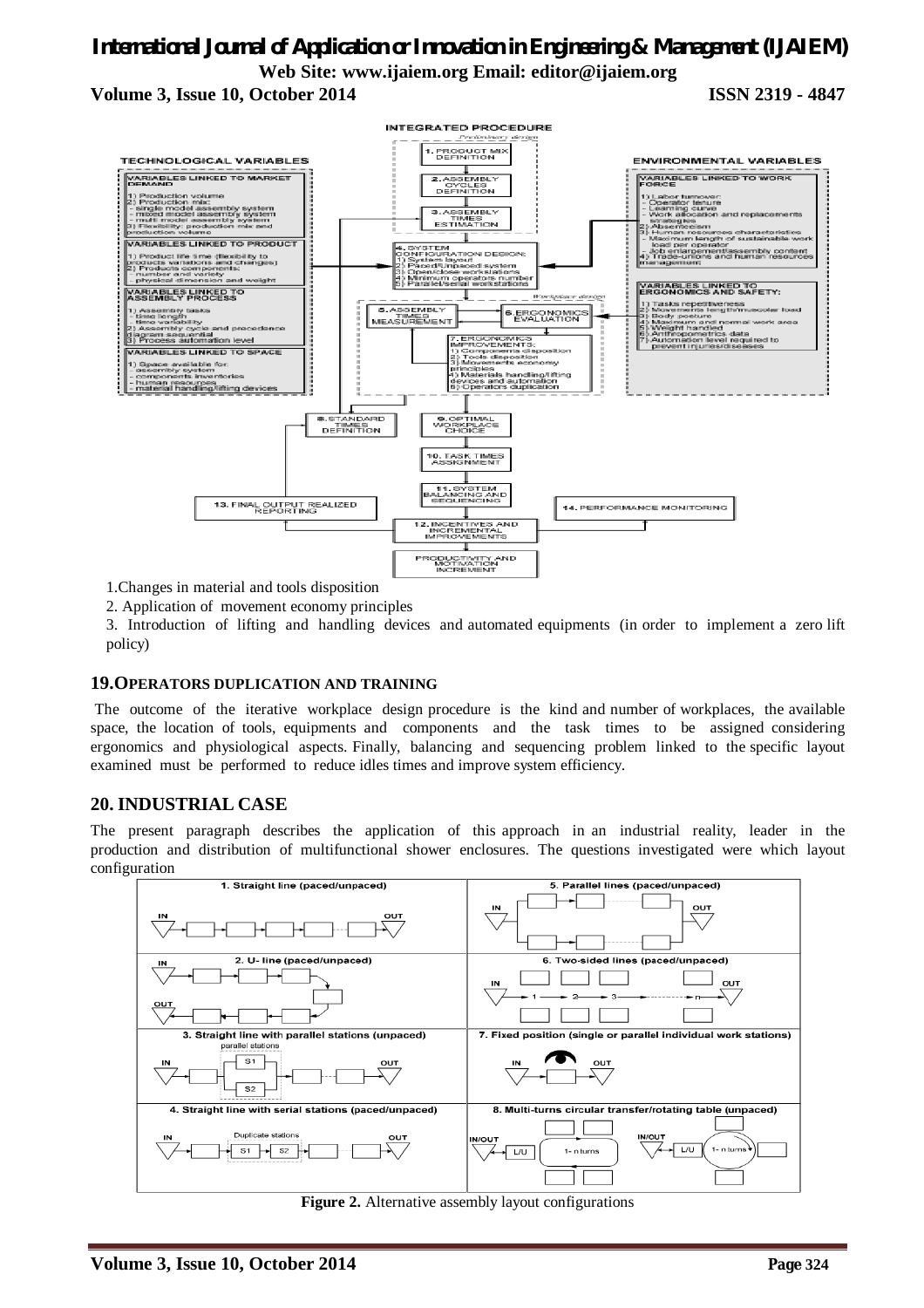1.Changes in material and tools disposition

2. Application of movement economy principles

3. Introduction of lifting and handling devices and automated equipments (in order to implement a zero lift policy)

## 19.OPERATORS DUPLICATION AND TRAINING

The outcome of the iterative workplace design procedure is the kind and number of workplaces, the available space, the location of tools, equipments and components and the task times to be assigned considering ergonomics and physiological aspects. Finally, balancing and sequencing problem linked to the specific layout examined must be performed to reduce idles times and improve system efficiency.

## 20. INDUSTRIAL CASE

The present paragraph describes the application of this approach in an industrial reality, leader in the production and distribution of multifunctional shower enclosures. The questions investigated were which layout configuration

**Figure 2.** Alternative assembly layout configurations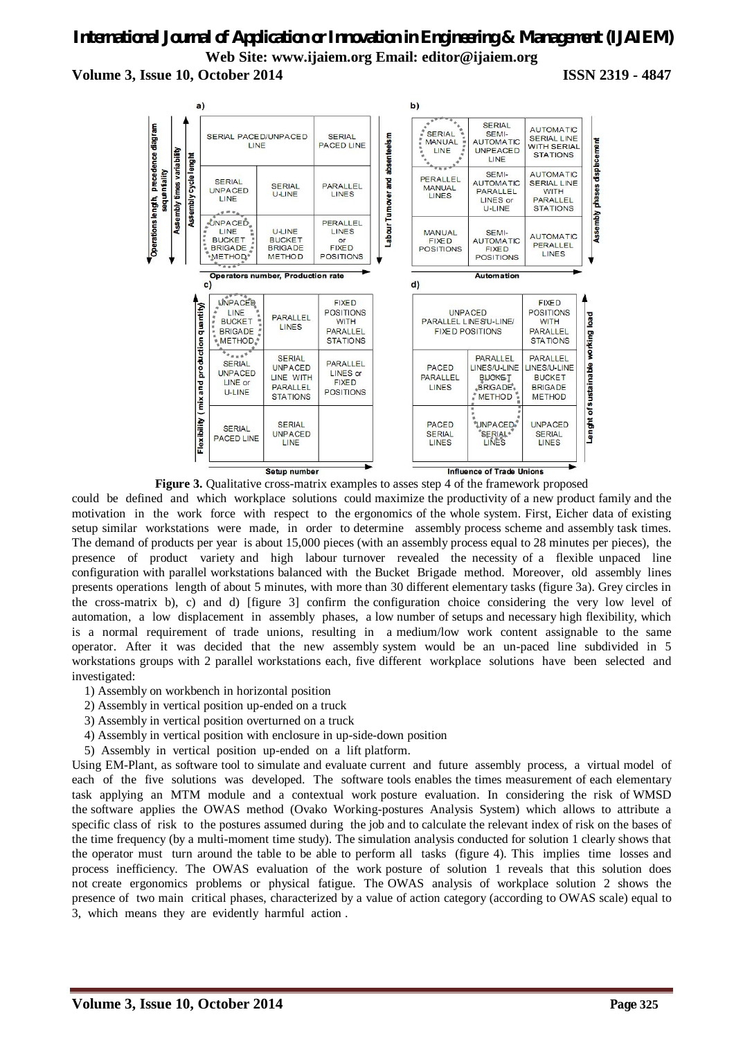**a)**

| SERIAL PACED/UNPACED LINE | | SERIAL PACED LINE |
|---|---|---|
| SERIAL UNPACED LINE | SERIAL U-LINE | PARALLEL LINES |
| UNPACED LINE BUCKET BRIGADE METHOD | U-LINE BUCKET BRIGADE METHOD | PERALLEL LINES or FIXED POSITIONS |

Operations length, precedence diagram sequentiality; Assembly times variability; Assembly cycle lenght; Operators number, Production rate

**b)**

| SERIAL MANUAL LINE | SERIAL SEMI-AUTOMATIC UNPEACED LINE | AUTOMATIC SERIAL LINE WITH SERIAL STATIONS |
|---|---|---|
| PERALLEL MANUAL LINES | SEMI-AUTOMATIC PARALLEL LINES or U-LINE | AUTOMATIC SERIAL LINE WITH PARALLEL STATIONS |
| MANUAL FIXED POSITIONS | SEMI-AUTOMATIC FIXED POSITIONS | AUTOMATIC PERALLEL LINES |

Labour Turnover and absenteeism; Assembly phases displacement; Automation

**c)**

| UNPACED LINE BUCKET BRIGADE METHOD | PARALLEL LINES | FIXED POSITIONS WITH PARALLEL STATIONS |
|---|---|---|
| SERIAL UNPACED LINE or U-LINE | SERIAL UNPACED LINE WITH PARALLEL STATIONS | PARALLEL LINES or FIXED POSITIONS |
| SERIAL PACED LINE | SERIAL UNPACED LINE | |

Flexibility (mix and production quantity); Setup number

**d)**

| UNPACED PARALLEL LINES/U-LINE/ FIXED POSITIONS | | FIXED POSITIONS WITH PARALLEL STATIONS |
|---|---|---|
| PACED PARALLEL LINES | PARALLEL LINES/U-LINE BUCKET BRIGADE METHOD | PARALLEL LINES/U-LINE BUCKET BRIGADE METHOD |
| PACED SERIAL LINES | UNPACED SERIAL LINES | UNPACED SERIAL LINES |

Lenght of sustainable working load; Influence of Trade Unions

**Figure 3.** Qualitative cross-matrix examples to asses step 4 of the framework proposed

could be defined and which workplace solutions could maximize the productivity of a new product family and the motivation in the work force with respect to the ergonomics of the whole system. First, Eicher data of existing setup similar workstations were made, in order to determine assembly process scheme and assembly task times. The demand of products per year is about 15,000 pieces (with an assembly process equal to 28 minutes per pieces), the presence of product variety and high labour turnover revealed the necessity of a flexible unpaced line configuration with parallel workstations balanced with the Bucket Brigade method. Moreover, old assembly lines presents operations length of about 5 minutes, with more than 30 different elementary tasks (figure 3a). Grey circles in the cross-matrix b), c) and d) [figure 3] confirm the configuration choice considering the very low level of automation, a low displacement in assembly phases, a low number of setups and necessary high flexibility, which is a normal requirement of trade unions, resulting in a medium/low work content assignable to the same operator. After it was decided that the new assembly system would be an un-paced line subdivided in 5 workstations groups with 2 parallel workstations each, five different workplace solutions have been selected and investigated:

1) Assembly on workbench in horizontal position
2) Assembly in vertical position up-ended on a truck
3) Assembly in vertical position overturned on a truck
4) Assembly in vertical position with enclosure in up-side-down position
5) Assembly in vertical position up-ended on a lift platform.

Using EM-Plant, as software tool to simulate and evaluate current and future assembly process, a virtual model of each of the five solutions was developed. The software tools enables the times measurement of each elementary task applying an MTM module and a contextual work posture evaluation. In considering the risk of WMSD the software applies the OWAS method (Ovako Working-postures Analysis System) which allows to attribute a specific class of risk to the postures assumed during the job and to calculate the relevant index of risk on the bases of the time frequency (by a multi-moment time study). The simulation analysis conducted for solution 1 clearly shows that the operator must turn around the table to be able to perform all tasks (figure 4). This implies time losses and process inefficiency. The OWAS evaluation of the work posture of solution 1 reveals that this solution does not create ergonomics problems or physical fatigue. The OWAS analysis of workplace solution 2 shows the presence of two main critical phases, characterized by a value of action category (according to OWAS scale) equal to 3, which means they are evidently harmful action .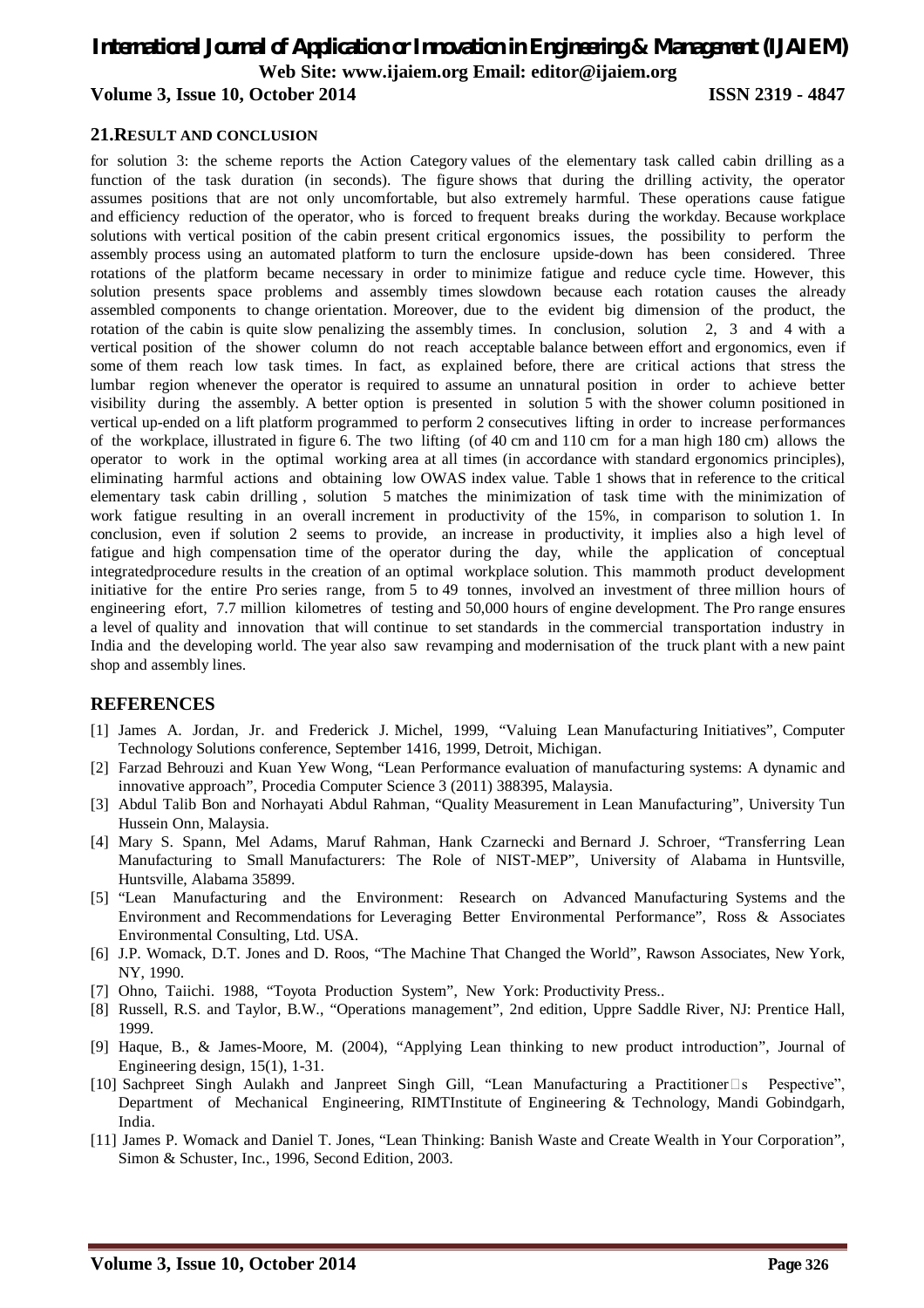### 21.RESULT AND CONCLUSION

for solution 3: the scheme reports the Action Category values of the elementary task called cabin drilling as a function of the task duration (in seconds). The figure shows that during the drilling activity, the operator assumes positions that are not only uncomfortable, but also extremely harmful. These operations cause fatigue and efficiency reduction of the operator, who is forced to frequent breaks during the workday. Because workplace solutions with vertical position of the cabin present critical ergonomics issues, the possibility to perform the assembly process using an automated platform to turn the enclosure upside-down has been considered. Three rotations of the platform became necessary in order to minimize fatigue and reduce cycle time. However, this solution presents space problems and assembly times slowdown because each rotation causes the already assembled components to change orientation. Moreover, due to the evident big dimension of the product, the rotation of the cabin is quite slow penalizing the assembly times. In conclusion, solution 2, 3 and 4 with a vertical position of the shower column do not reach acceptable balance between effort and ergonomics, even if some of them reach low task times. In fact, as explained before, there are critical actions that stress the lumbar region whenever the operator is required to assume an unnatural position in order to achieve better visibility during the assembly. A better option is presented in solution 5 with the shower column positioned in vertical up-ended on a lift platform programmed to perform 2 consecutives lifting in order to increase performances of the workplace, illustrated in figure 6. The two lifting (of 40 cm and 110 cm for a man high 180 cm) allows the operator to work in the optimal working area at all times (in accordance with standard ergonomics principles), eliminating harmful actions and obtaining low OWAS index value. Table 1 shows that in reference to the critical elementary task cabin drilling , solution 5 matches the minimization of task time with the minimization of work fatigue resulting in an overall increment in productivity of the 15%, in comparison to solution 1. In conclusion, even if solution 2 seems to provide, an increase in productivity, it implies also a high level of fatigue and high compensation time of the operator during the day, while the application of conceptual integratedprocedure results in the creation of an optimal workplace solution. This mammoth product development initiative for the entire Pro series range, from 5 to 49 tonnes, involved an investment of three million hours of engineering efort, 7.7 million kilometres of testing and 50,000 hours of engine development. The Pro range ensures a level of quality and innovation that will continue to set standards in the commercial transportation industry in India and the developing world. The year also saw revamping and modernisation of the truck plant with a new paint shop and assembly lines.

## REFERENCES

[1] James A. Jordan, Jr. and Frederick J. Michel, 1999, "Valuing Lean Manufacturing Initiatives", Computer Technology Solutions conference, September 1416, 1999, Detroit, Michigan.

[2] Farzad Behrouzi and Kuan Yew Wong, "Lean Performance evaluation of manufacturing systems: A dynamic and innovative approach", Procedia Computer Science 3 (2011) 388395, Malaysia.

[3] Abdul Talib Bon and Norhayati Abdul Rahman, "Quality Measurement in Lean Manufacturing", University Tun Hussein Onn, Malaysia.

[4] Mary S. Spann, Mel Adams, Maruf Rahman, Hank Czarnecki and Bernard J. Schroer, "Transferring Lean Manufacturing to Small Manufacturers: The Role of NIST-MEP", University of Alabama in Huntsville, Huntsville, Alabama 35899.

[5] "Lean Manufacturing and the Environment: Research on Advanced Manufacturing Systems and the Environment and Recommendations for Leveraging Better Environmental Performance", Ross & Associates Environmental Consulting, Ltd. USA.

[6] J.P. Womack, D.T. Jones and D. Roos, "The Machine That Changed the World", Rawson Associates, New York, NY, 1990.

[7] Ohno, Taiichi. 1988, "Toyota Production System", New York: Productivity Press..

[8] Russell, R.S. and Taylor, B.W., "Operations management", 2nd edition, Uppre Saddle River, NJ: Prentice Hall, 1999.

[9] Haque, B., & James-Moore, M. (2004), "Applying Lean thinking to new product introduction", Journal of Engineering design, 15(1), 1-31.

[10] Sachpreet Singh Aulakh and Janpreet Singh Gill, "Lean Manufacturing a Practitioner�s Pespective", Department of Mechanical Engineering, RIMTInstitute of Engineering & Technology, Mandi Gobindgarh, India.

[11] James P. Womack and Daniel T. Jones, "Lean Thinking: Banish Waste and Create Wealth in Your Corporation", Simon & Schuster, Inc., 1996, Second Edition, 2003.